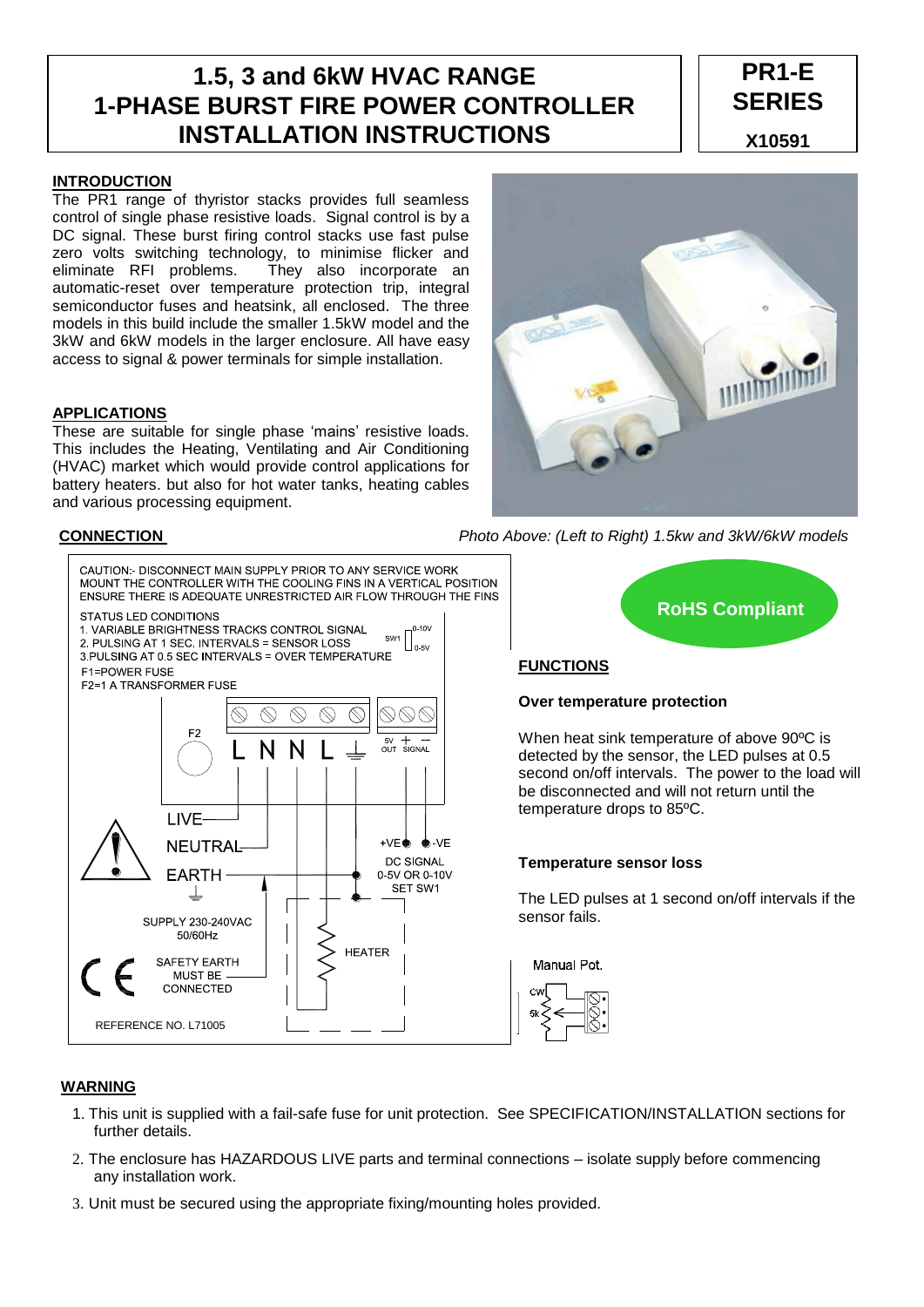# 1.5, 3 and 6kW HVAC RANGE 1-PHASE BURST FIRE POWER CONTROLLER INSTALLATION INSTRUCTIONS

**PR1-E SERIES**

**X10591**

## INTRODUCTION

The PR1 range of thyristor stacks provides full seamless control of single phase resistive loads. Signal control is by a DC signal. These burst firing control stacks use fast pulse zero volts switching technology, to minimise flicker and eliminate RFI problems. They also incorporate an automatic-reset over temperature protection trip, integral semiconductor fuses and heatsink, all enclosed. The three models in this build include the smaller 1.5kW model and the 3kW and 6kW models in the larger enclosure. All have easy access to signal & power terminals for simple installation.

## APPLICATIONS

These are suitable for single phase 'mains' resistive loads. This includes the Heating, Ventilating and Air Conditioning (HVAC) market which would provide control applications for battery heaters. but also for hot water tanks, heating cables and various processing equipment.

*Photo Above: (Left to Right) 1.5kw and 3kW/6kW models*

## CONNECTION

CAUTION:- DISCONNECT MAIN SUPPLY PRIOR TO ANY SERVICE WORK
MOUNT THE CONTROLLER WITH THE COOLING FINS IN A VERTICAL POSITION
ENSURE THERE IS ADEQUATE UNRESTRICTED AIR FLOW THROUGH THE FINS

STATUS LED CONDITIONS
1. VARIABLE BRIGHTNESS TRACKS CONTROL SIGNAL
2. PULSING AT 1 SEC. INTERVALS = SENSOR LOSS
3. PULSING AT 0.5 SEC INTERVALS = OVER TEMPERATURE

SW1 0-10V / 0-5V

F1=POWER FUSE
F2=1 A TRANSFORMER FUSE

F2

L N N L ⏚

5V OUT + − SIGNAL

LIVE
NEUTRAL
EARTH

+VE -VE
DC SIGNAL
0-5V OR 0-10V
SET SW1

SUPPLY 230-240VAC
50/60Hz

HEATER

SAFETY EARTH
MUST BE
CONNECTED

REFERENCE NO. L71005

**RoHS Compliant**

## FUNCTIONS

### Over temperature protection

When heat sink temperature of above 90ºC is detected by the sensor, the LED pulses at 0.5 second on/off intervals. The power to the load will be disconnected and will not return until the temperature drops to 85ºC.

### Temperature sensor loss

The LED pulses at 1 second on/off intervals if the sensor fails.

Manual Pot.

CW

5k

## WARNING

1. This unit is supplied with a fail-safe fuse for unit protection. See SPECIFICATION/INSTALLATION sections for further details.
2. The enclosure has HAZARDOUS LIVE parts and terminal connections – isolate supply before commencing any installation work.
3. Unit must be secured using the appropriate fixing/mounting holes provided.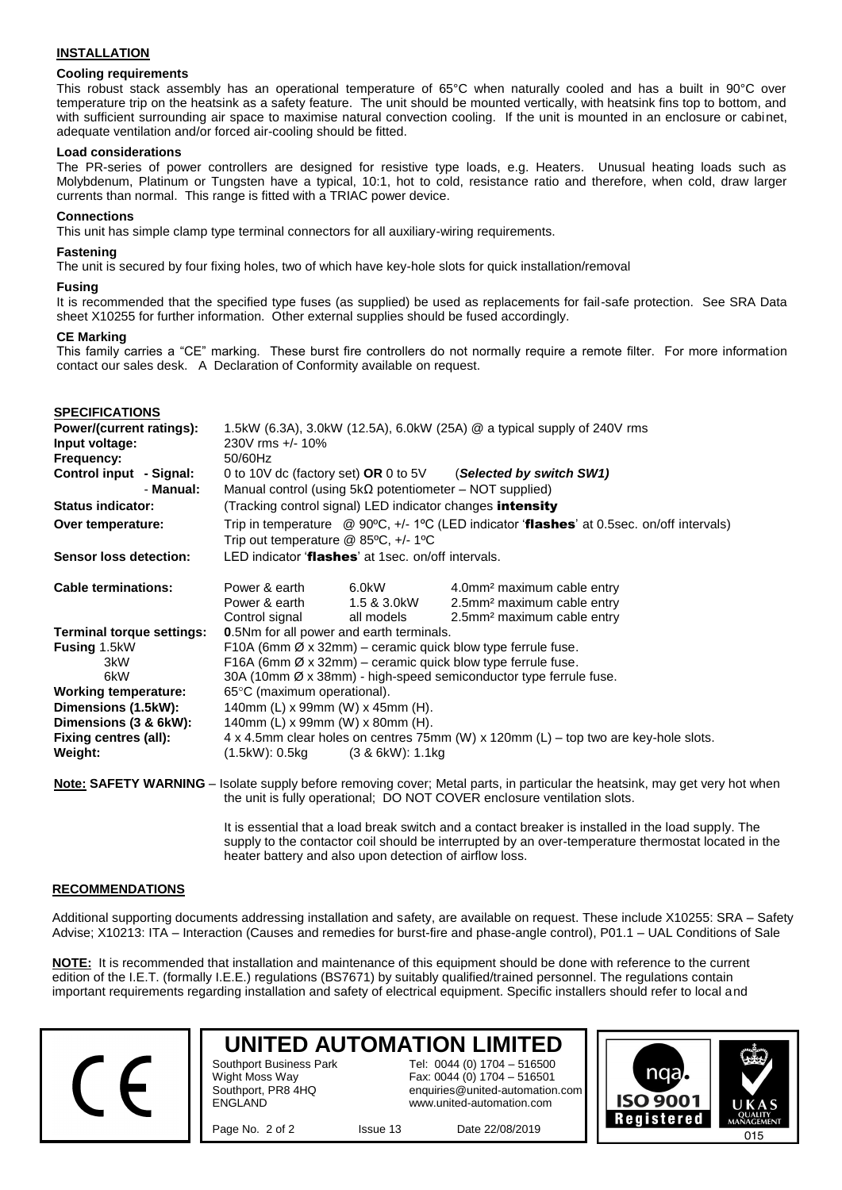## INSTALLATION

### Cooling requirements

This robust stack assembly has an operational temperature of 65°C when naturally cooled and has a built in 90°C over temperature trip on the heatsink as a safety feature. The unit should be mounted vertically, with heatsink fins top to bottom, and with sufficient surrounding air space to maximise natural convection cooling. If the unit is mounted in an enclosure or cabinet, adequate ventilation and/or forced air-cooling should be fitted.

### Load considerations

The PR-series of power controllers are designed for resistive type loads, e.g. Heaters. Unusual heating loads such as Molybdenum, Platinum or Tungsten have a typical, 10:1, hot to cold, resistance ratio and therefore, when cold, draw larger currents than normal. This range is fitted with a TRIAC power device.

### Connections

This unit has simple clamp type terminal connectors for all auxiliary-wiring requirements.

### Fastening

The unit is secured by four fixing holes, two of which have key-hole slots for quick installation/removal

### Fusing

It is recommended that the specified type fuses (as supplied) be used as replacements for fail-safe protection. See SRA Data sheet X10255 for further information. Other external supplies should be fused accordingly.

### CE Marking

This family carries a "CE" marking. These burst fire controllers do not normally require a remote filter. For more information contact our sales desk. A Declaration of Conformity available on request.

## SPECIFICATIONS

| | | | |
|---|---|---|---|
| **Power/(current ratings):** | 1.5kW (6.3A), 3.0kW (12.5A), 6.0kW (25A) @ a typical supply of 240V rms | | |
| **Input voltage:** | 230V rms +/- 10% | | |
| **Frequency:** | 50/60Hz | | |
| **Control input - Signal:** | 0 to 10V dc (factory set) **OR** 0 to 5V (***Selected by switch SW1)*** | | |
| **- Manual:** | Manual control (using 5kΩ potentiometer – NOT supplied) | | |
| **Status indicator:** | (Tracking control signal) LED indicator changes **intensity** | | |
| **Over temperature:** | Trip in temperature @ 90ºC, +/- 1ºC (LED indicator '**flashes**' at 0.5sec. on/off intervals) Trip out temperature @ 85ºC, +/- 1ºC | | |
| **Sensor loss detection:** | LED indicator '**flashes**' at 1sec. on/off intervals. | | |
| **Cable terminations:** | Power & earth | 6.0kW | 4.0mm² maximum cable entry |
| | Power & earth | 1.5 & 3.0kW | 2.5mm² maximum cable entry |
| | Control signal | all models | 2.5mm² maximum cable entry |
| **Terminal torque settings:** | **0**.5Nm for all power and earth terminals. | | |
| **Fusing** 1.5kW | F10A (6mm Ø x 32mm) – ceramic quick blow type ferrule fuse. | | |
| 3kW | F16A (6mm Ø x 32mm) – ceramic quick blow type ferrule fuse. | | |
| 6kW | 30A (10mm Ø x 38mm) - high-speed semiconductor type ferrule fuse. | | |
| **Working temperature:** | 65°C (maximum operational). | | |
| **Dimensions (1.5kW):** | 140mm (L) x 99mm (W) x 45mm (H). | | |
| **Dimensions (3 & 6kW):** | 140mm (L) x 99mm (W) x 80mm (H). | | |
| **Fixing centres (all):** | 4 x 4.5mm clear holes on centres 75mm (W) x 120mm (L) – top two are key-hole slots. | | |
| **Weight:** | (1.5kW): 0.5kg (3 & 6kW): 1.1kg | | |

**Note: SAFETY WARNING** – Isolate supply before removing cover; Metal parts, in particular the heatsink, may get very hot when the unit is fully operational; DO NOT COVER enclosure ventilation slots.

It is essential that a load break switch and a contact breaker is installed in the load supply. The supply to the contactor coil should be interrupted by an over-temperature thermostat located in the heater battery and also upon detection of airflow loss.

## RECOMMENDATIONS

Additional supporting documents addressing installation and safety, are available on request. These include X10255: SRA – Safety Advise; X10213: ITA – Interaction (Causes and remedies for burst-fire and phase-angle control), P01.1 – UAL Conditions of Sale

**NOTE:** It is recommended that installation and maintenance of this equipment should be done with reference to the current edition of the I.E.T. (formally I.E.E.) regulations (BS7671) by suitably qualified/trained personnel. The regulations contain important requirements regarding installation and safety of electrical equipment. Specific installers should refer to local and

CE

**UNITED AUTOMATION LIMITED**

Southport Business Park
Wight Moss Way
Southport, PR8 4HQ
ENGLAND

Tel: 0044 (0) 1704 – 516500
Fax: 0044 (0) 1704 – 516501
enquiries@united-automation.com
www.united-automation.com

Issue 13 Date 22/08/2019

nqa. ISO 9001 Registered

UKAS QUALITY MANAGEMENT 015